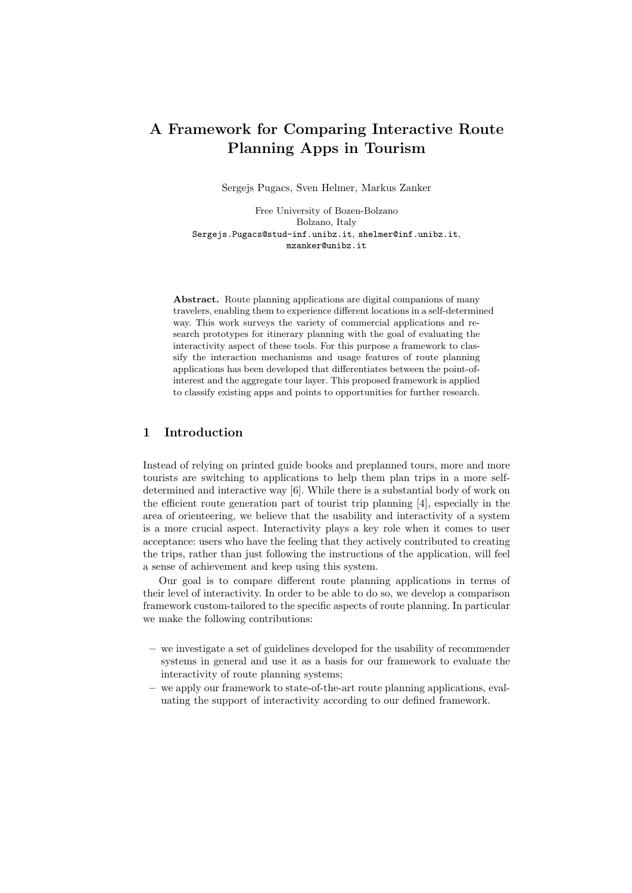# A Framework for Comparing Interactive Route Planning Apps in Tourism

Sergejs Pugacs, Sven Helmer, Markus Zanker

Free University of Bozen-Bolzano
Bolzano, Italy
Sergejs.Pugacs@stud-inf.unibz.it, shelmer@inf.unibz.it, mzanker@unibz.it

**Abstract.** Route planning applications are digital companions of many travelers, enabling them to experience different locations in a self-determined way. This work surveys the variety of commercial applications and research prototypes for itinerary planning with the goal of evaluating the interactivity aspect of these tools. For this purpose a framework to classify the interaction mechanisms and usage features of route planning applications has been developed that differentiates between the point-of-interest and the aggregate tour layer. This proposed framework is applied to classify existing apps and points to opportunities for further research.

## 1 Introduction

Instead of relying on printed guide books and preplanned tours, more and more tourists are switching to applications to help them plan trips in a more self-determined and interactive way [6]. While there is a substantial body of work on the efficient route generation part of tourist trip planning [4], especially in the area of orienteering, we believe that the usability and interactivity of a system is a more crucial aspect. Interactivity plays a key role when it comes to user acceptance: users who have the feeling that they actively contributed to creating the trips, rather than just following the instructions of the application, will feel a sense of achievement and keep using this system.

Our goal is to compare different route planning applications in terms of their level of interactivity. In order to be able to do so, we develop a comparison framework custom-tailored to the specific aspects of route planning. In particular we make the following contributions:

- we investigate a set of guidelines developed for the usability of recommender systems in general and use it as a basis for our framework to evaluate the interactivity of route planning systems;
- we apply our framework to state-of-the-art route planning applications, evaluating the support of interactivity according to our defined framework.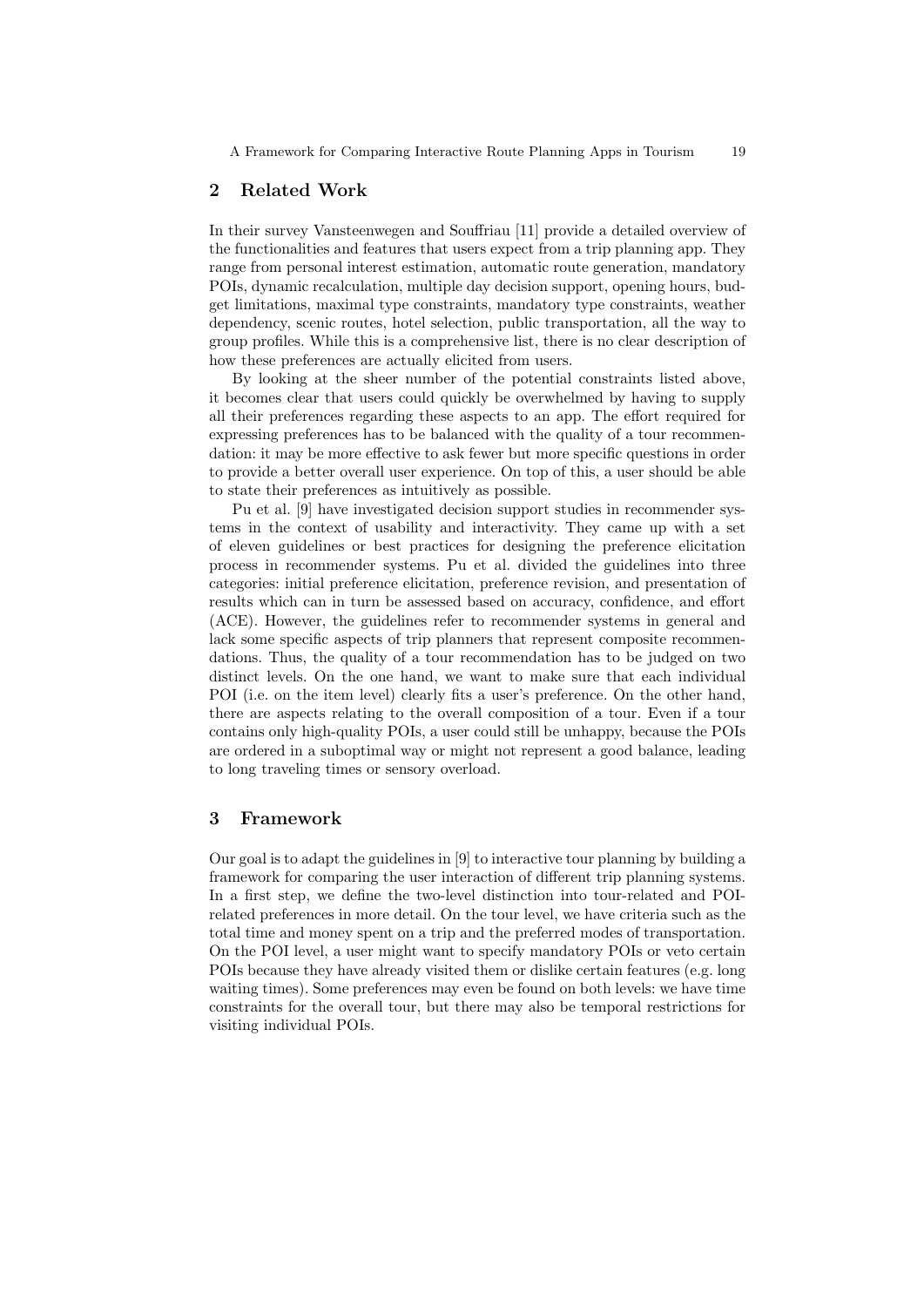## 2 Related Work

In their survey Vansteenwegen and Souffriau [11] provide a detailed overview of the functionalities and features that users expect from a trip planning app. They range from personal interest estimation, automatic route generation, mandatory POIs, dynamic recalculation, multiple day decision support, opening hours, budget limitations, maximal type constraints, mandatory type constraints, weather dependency, scenic routes, hotel selection, public transportation, all the way to group profiles. While this is a comprehensive list, there is no clear description of how these preferences are actually elicited from users.

By looking at the sheer number of the potential constraints listed above, it becomes clear that users could quickly be overwhelmed by having to supply all their preferences regarding these aspects to an app. The effort required for expressing preferences has to be balanced with the quality of a tour recommendation: it may be more effective to ask fewer but more specific questions in order to provide a better overall user experience. On top of this, a user should be able to state their preferences as intuitively as possible.

Pu et al. [9] have investigated decision support studies in recommender systems in the context of usability and interactivity. They came up with a set of eleven guidelines or best practices for designing the preference elicitation process in recommender systems. Pu et al. divided the guidelines into three categories: initial preference elicitation, preference revision, and presentation of results which can in turn be assessed based on accuracy, confidence, and effort (ACE). However, the guidelines refer to recommender systems in general and lack some specific aspects of trip planners that represent composite recommendations. Thus, the quality of a tour recommendation has to be judged on two distinct levels. On the one hand, we want to make sure that each individual POI (i.e. on the item level) clearly fits a user's preference. On the other hand, there are aspects relating to the overall composition of a tour. Even if a tour contains only high-quality POIs, a user could still be unhappy, because the POIs are ordered in a suboptimal way or might not represent a good balance, leading to long traveling times or sensory overload.

## 3 Framework

Our goal is to adapt the guidelines in [9] to interactive tour planning by building a framework for comparing the user interaction of different trip planning systems. In a first step, we define the two-level distinction into tour-related and POI-related preferences in more detail. On the tour level, we have criteria such as the total time and money spent on a trip and the preferred modes of transportation. On the POI level, a user might want to specify mandatory POIs or veto certain POIs because they have already visited them or dislike certain features (e.g. long waiting times). Some preferences may even be found on both levels: we have time constraints for the overall tour, but there may also be temporal restrictions for visiting individual POIs.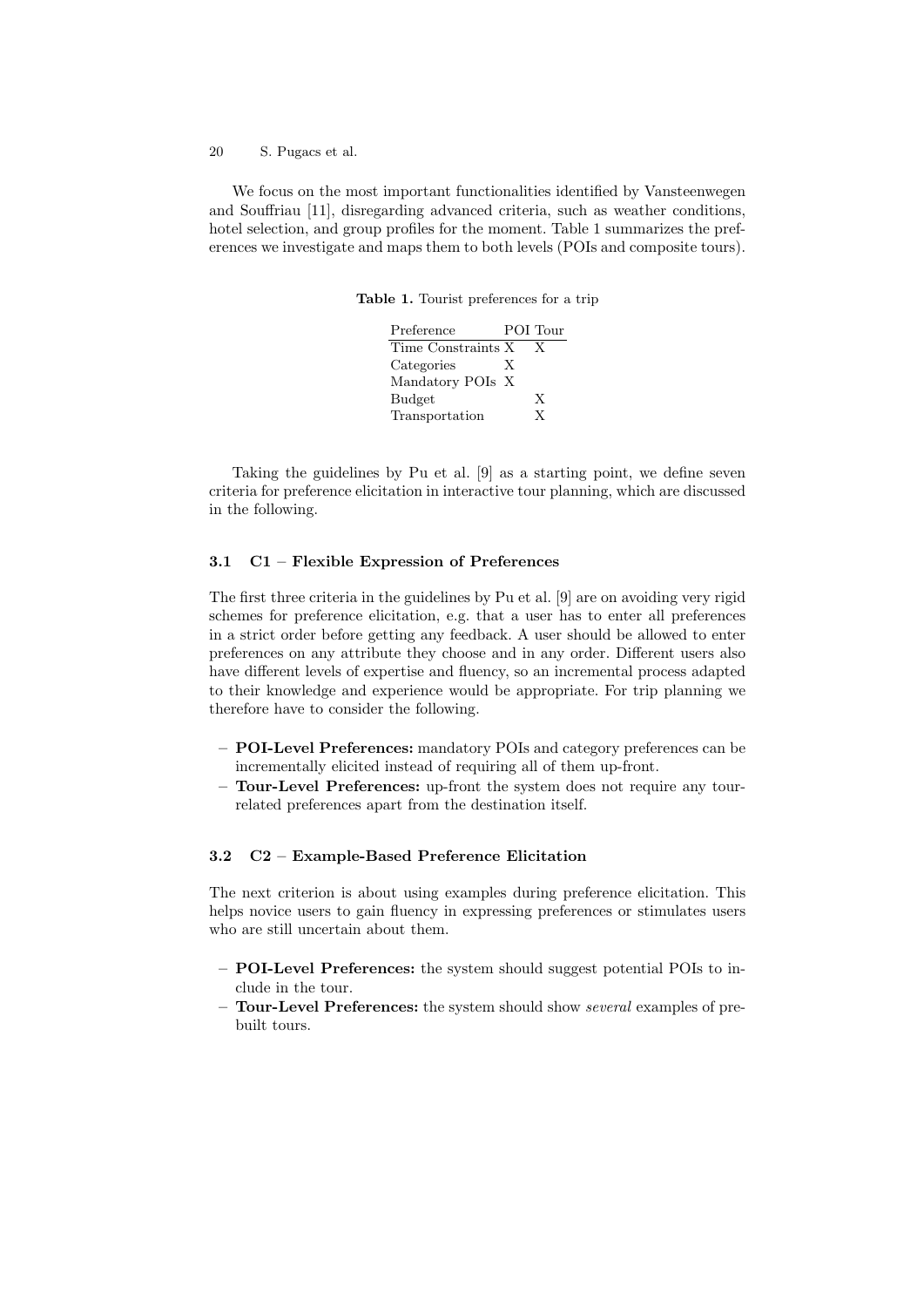We focus on the most important functionalities identified by Vansteenwegen and Souffriau [11], disregarding advanced criteria, such as weather conditions, hotel selection, and group profiles for the moment. Table 1 summarizes the preferences we investigate and maps them to both levels (POIs and composite tours).

**Table 1.** Tourist preferences for a trip

| Preference | POI | Tour |
|---|---|---|
| Time Constraints | X | X |
| Categories | X | |
| Mandatory POIs | X | |
| Budget | | X |
| Transportation | | X |

Taking the guidelines by Pu et al. [9] as a starting point, we define seven criteria for preference elicitation in interactive tour planning, which are discussed in the following.

### 3.1 C1 – Flexible Expression of Preferences

The first three criteria in the guidelines by Pu et al. [9] are on avoiding very rigid schemes for preference elicitation, e.g. that a user has to enter all preferences in a strict order before getting any feedback. A user should be allowed to enter preferences on any attribute they choose and in any order. Different users also have different levels of expertise and fluency, so an incremental process adapted to their knowledge and experience would be appropriate. For trip planning we therefore have to consider the following.

- **POI-Level Preferences:** mandatory POIs and category preferences can be incrementally elicited instead of requiring all of them up-front.
- **Tour-Level Preferences:** up-front the system does not require any tour-related preferences apart from the destination itself.

### 3.2 C2 – Example-Based Preference Elicitation

The next criterion is about using examples during preference elicitation. This helps novice users to gain fluency in expressing preferences or stimulates users who are still uncertain about them.

- **POI-Level Preferences:** the system should suggest potential POIs to include in the tour.
- **Tour-Level Preferences:** the system should show *several* examples of pre-built tours.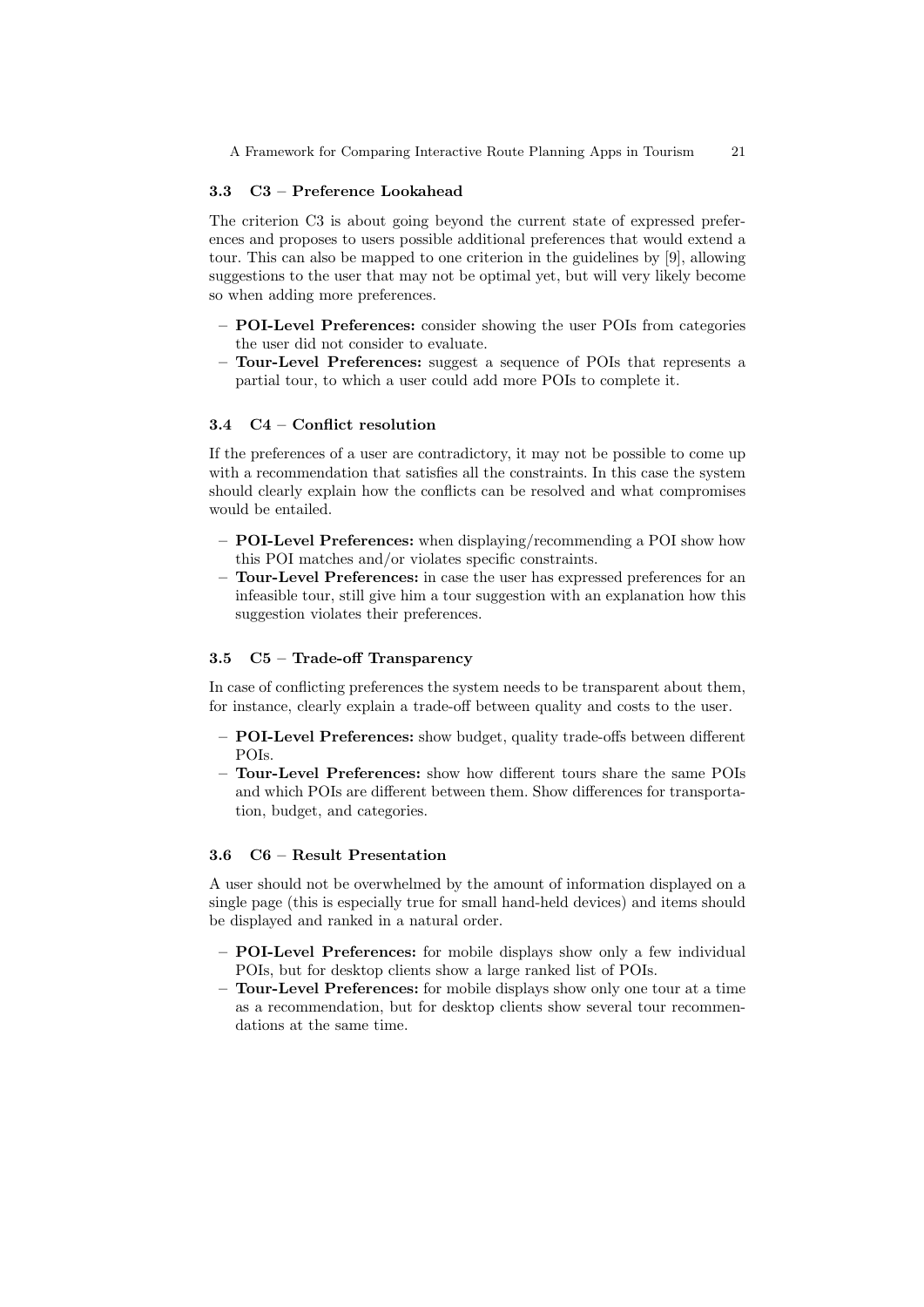### 3.3 C3 – Preference Lookahead

The criterion C3 is about going beyond the current state of expressed preferences and proposes to users possible additional preferences that would extend a tour. This can also be mapped to one criterion in the guidelines by [9], allowing suggestions to the user that may not be optimal yet, but will very likely become so when adding more preferences.

- **POI-Level Preferences:** consider showing the user POIs from categories the user did not consider to evaluate.
- **Tour-Level Preferences:** suggest a sequence of POIs that represents a partial tour, to which a user could add more POIs to complete it.

### 3.4 C4 – Conflict resolution

If the preferences of a user are contradictory, it may not be possible to come up with a recommendation that satisfies all the constraints. In this case the system should clearly explain how the conflicts can be resolved and what compromises would be entailed.

- **POI-Level Preferences:** when displaying/recommending a POI show how this POI matches and/or violates specific constraints.
- **Tour-Level Preferences:** in case the user has expressed preferences for an infeasible tour, still give him a tour suggestion with an explanation how this suggestion violates their preferences.

### 3.5 C5 – Trade-off Transparency

In case of conflicting preferences the system needs to be transparent about them, for instance, clearly explain a trade-off between quality and costs to the user.

- **POI-Level Preferences:** show budget, quality trade-offs between different POIs.
- **Tour-Level Preferences:** show how different tours share the same POIs and which POIs are different between them. Show differences for transportation, budget, and categories.

### 3.6 C6 – Result Presentation

A user should not be overwhelmed by the amount of information displayed on a single page (this is especially true for small hand-held devices) and items should be displayed and ranked in a natural order.

- **POI-Level Preferences:** for mobile displays show only a few individual POIs, but for desktop clients show a large ranked list of POIs.
- **Tour-Level Preferences:** for mobile displays show only one tour at a time as a recommendation, but for desktop clients show several tour recommendations at the same time.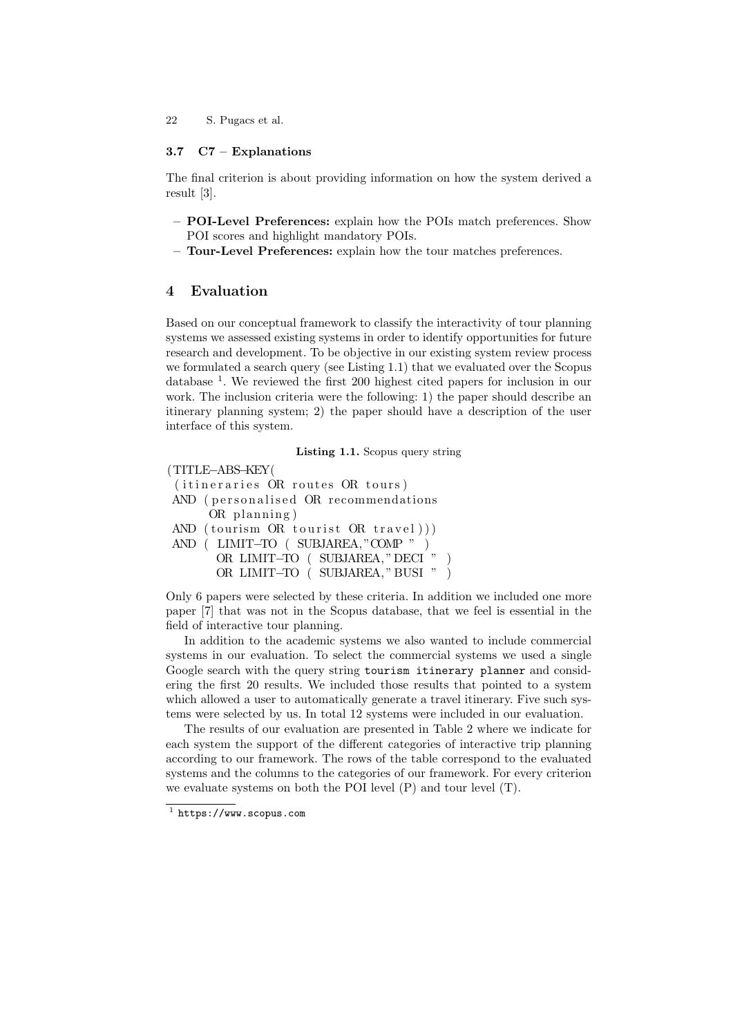### 3.7 C7 – Explanations

The final criterion is about providing information on how the system derived a result [3].

- **POI-Level Preferences:** explain how the POIs match preferences. Show POI scores and highlight mandatory POIs.
- **Tour-Level Preferences:** explain how the tour matches preferences.

## 4 Evaluation

Based on our conceptual framework to classify the interactivity of tour planning systems we assessed existing systems in order to identify opportunities for future research and development. To be objective in our existing system review process we formulated a search query (see Listing 1.1) that we evaluated over the Scopus database [1]. We reviewed the first 200 highest cited papers for inclusion in our work. The inclusion criteria were the following: 1) the paper should describe an itinerary planning system; 2) the paper should have a description of the user interface of this system.

**Listing 1.1.** Scopus query string

```
(TITLE-ABS-KEY(
 (itineraries OR routes OR tours)
 AND (personalised OR recommendations
       OR planning)
 AND (tourism OR tourist OR travel)))
 AND ( LIMIT-TO ( SUBJAREA,"COMP " )
        OR LIMIT-TO ( SUBJAREA,"DECI " )
        OR LIMIT-TO ( SUBJAREA,"BUSI " )
```

Only 6 papers were selected by these criteria. In addition we included one more paper [7] that was not in the Scopus database, that we feel is essential in the field of interactive tour planning.

In addition to the academic systems we also wanted to include commercial systems in our evaluation. To select the commercial systems we used a single Google search with the query string `tourism itinerary planner` and considering the first 20 results. We included those results that pointed to a system which allowed a user to automatically generate a travel itinerary. Five such systems were selected by us. In total 12 systems were included in our evaluation.

The results of our evaluation are presented in Table 2 where we indicate for each system the support of the different categories of interactive trip planning according to our framework. The rows of the table correspond to the evaluated systems and the columns to the categories of our framework. For every criterion we evaluate systems on both the POI level (P) and tour level (T).

[1] https://www.scopus.com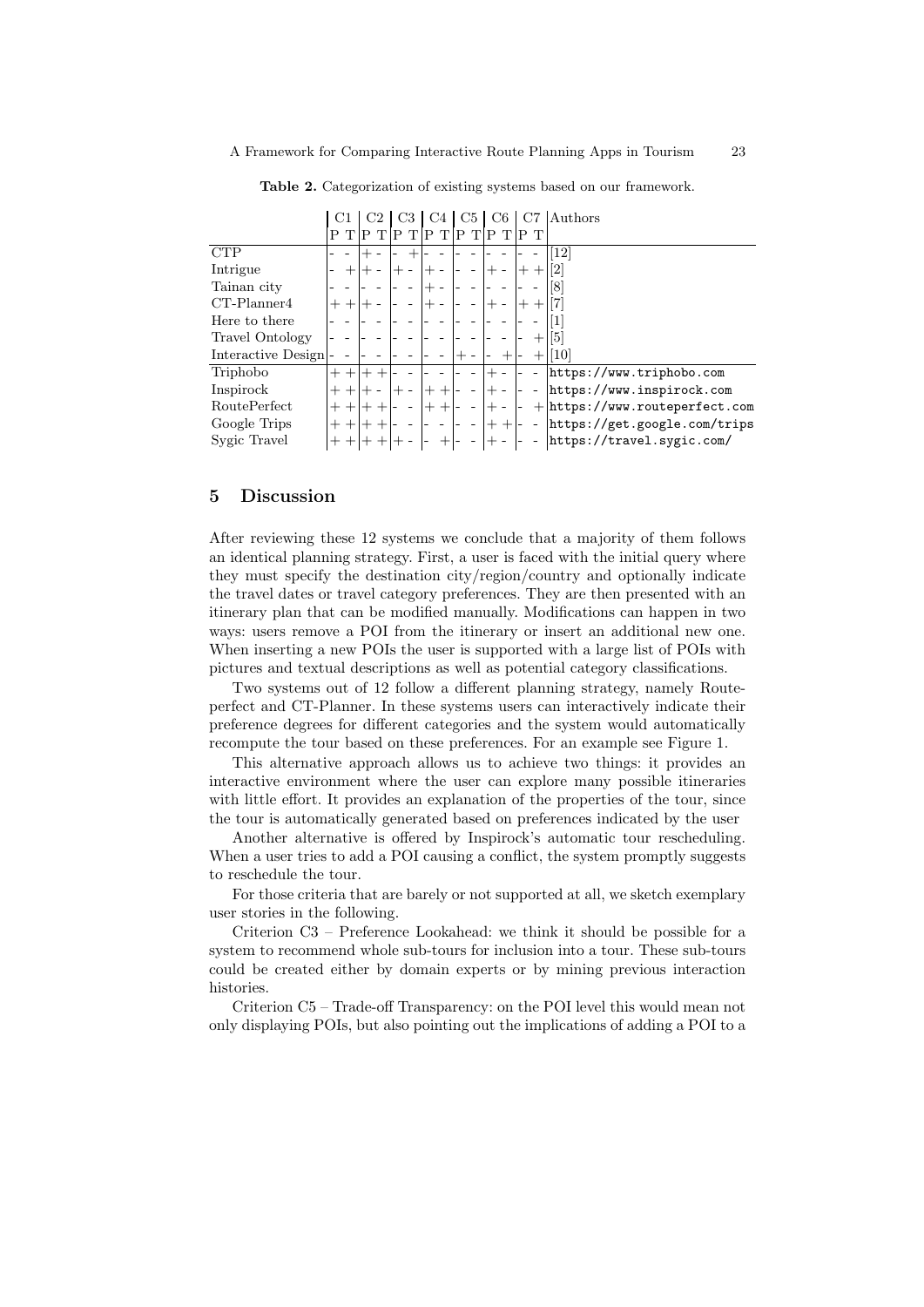**Table 2.** Categorization of existing systems based on our framework.

| | C1 | | C2 | | C3 | | C4 | | C5 | | C6 | | C7 | | Authors |
|---|---|---|---|---|---|---|---|---|---|---|---|---|---|---|---|
| | P | T | P | T | P | T | P | T | P | T | P | T | P | T | |
| CTP | - | - | + | - | - | + | - | - | - | - | - | - | - | - | [12] |
| Intrigue | - | + | + | - | + | - | + | - | - | - | + | - | + | + | [2] |
| Tainan city | - | - | - | - | - | - | + | - | - | - | - | - | - | - | [8] |
| CT-Planner4 | + | + | + | - | - | - | + | - | - | - | + | - | + | + | [7] |
| Here to there | - | - | - | - | - | - | - | - | - | - | - | - | - | - | [1] |
| Travel Ontology | - | - | - | - | - | - | - | - | - | - | - | - | - | + | [5] |
| Interactive Design | - | - | - | - | - | - | - | - | + | - | - | + | - | + | [10] |
| Triphobo | + | + | + | + | - | - | - | - | - | - | + | - | - | - | https://www.triphobo.com |
| Inspirock | + | + | + | - | + | - | + | + | - | - | + | - | - | - | https://www.inspirock.com |
| RoutePerfect | + | + | + | + | - | - | + | + | - | - | + | - | - | + | https://www.routeperfect.com |
| Google Trips | + | + | + | + | - | - | - | - | - | - | + | + | - | - | https://get.google.com/trips |
| Sygic Travel | + | + | + | + | + | - | - | + | - | - | + | - | - | - | https://travel.sygic.com/ |

## 5 Discussion

After reviewing these 12 systems we conclude that a majority of them follows an identical planning strategy. First, a user is faced with the initial query where they must specify the destination city/region/country and optionally indicate the travel dates or travel category preferences. They are then presented with an itinerary plan that can be modified manually. Modifications can happen in two ways: users remove a POI from the itinerary or insert an additional new one. When inserting a new POIs the user is supported with a large list of POIs with pictures and textual descriptions as well as potential category classifications.

Two systems out of 12 follow a different planning strategy, namely Routeperfect and CT-Planner. In these systems users can interactively indicate their preference degrees for different categories and the system would automatically recompute the tour based on these preferences. For an example see Figure 1.

This alternative approach allows us to achieve two things: it provides an interactive environment where the user can explore many possible itineraries with little effort. It provides an explanation of the properties of the tour, since the tour is automatically generated based on preferences indicated by the user

Another alternative is offered by Inspirock's automatic tour rescheduling. When a user tries to add a POI causing a conflict, the system promptly suggests to reschedule the tour.

For those criteria that are barely or not supported at all, we sketch exemplary user stories in the following.

Criterion C3 – Preference Lookahead: we think it should be possible for a system to recommend whole sub-tours for inclusion into a tour. These sub-tours could be created either by domain experts or by mining previous interaction histories.

Criterion C5 – Trade-off Transparency: on the POI level this would mean not only displaying POIs, but also pointing out the implications of adding a POI to a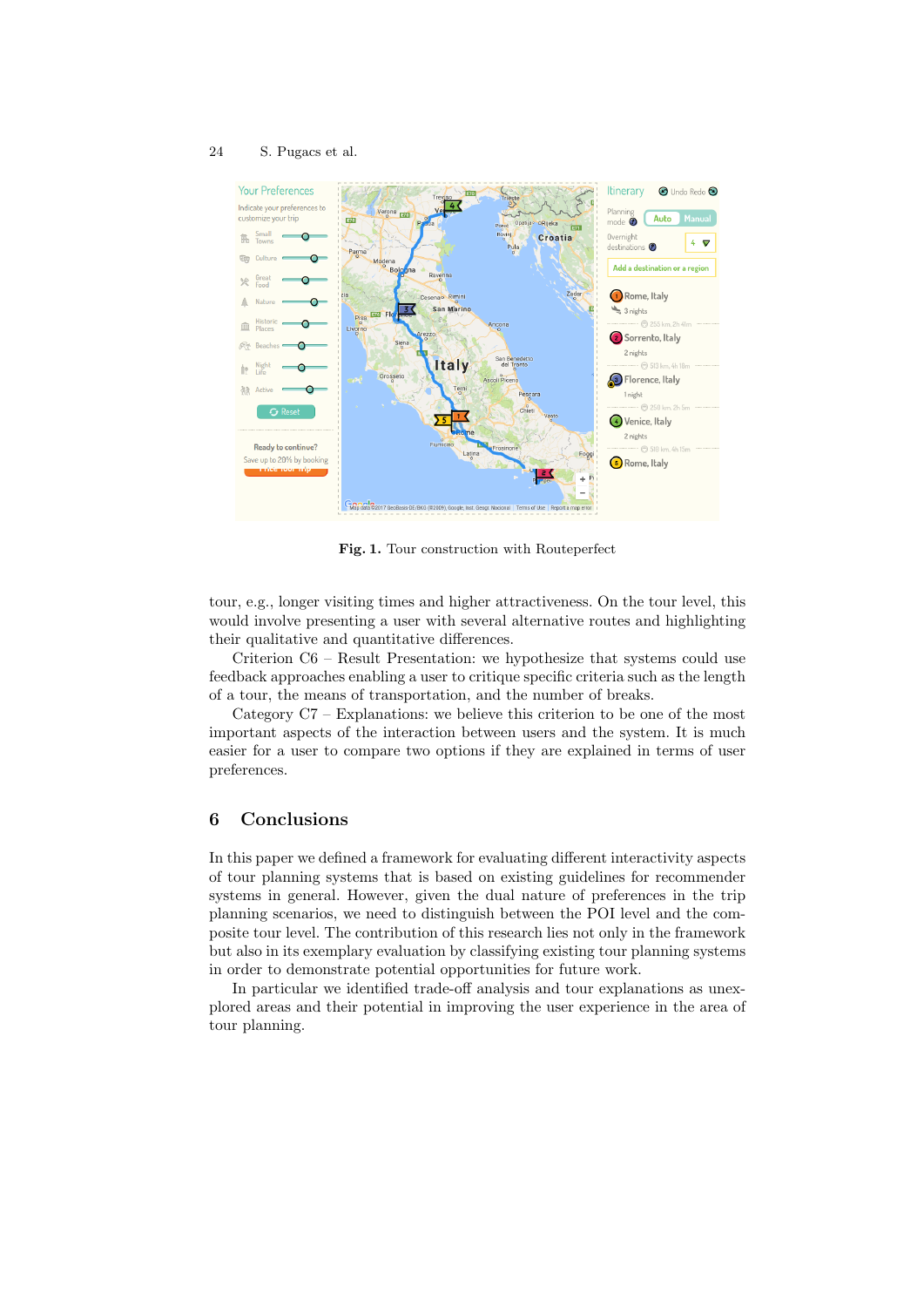Fig. 1. Tour construction with Routeperfect

tour, e.g., longer visiting times and higher attractiveness. On the tour level, this would involve presenting a user with several alternative routes and highlighting their qualitative and quantitative differences.

Criterion C6 – Result Presentation: we hypothesize that systems could use feedback approaches enabling a user to critique specific criteria such as the length of a tour, the means of transportation, and the number of breaks.

Category C7 – Explanations: we believe this criterion to be one of the most important aspects of the interaction between users and the system. It is much easier for a user to compare two options if they are explained in terms of user preferences.

## 6 Conclusions

In this paper we defined a framework for evaluating different interactivity aspects of tour planning systems that is based on existing guidelines for recommender systems in general. However, given the dual nature of preferences in the trip planning scenarios, we need to distinguish between the POI level and the composite tour level. The contribution of this research lies not only in the framework but also in its exemplary evaluation by classifying existing tour planning systems in order to demonstrate potential opportunities for future work.

In particular we identified trade-off analysis and tour explanations as unexplored areas and their potential in improving the user experience in the area of tour planning.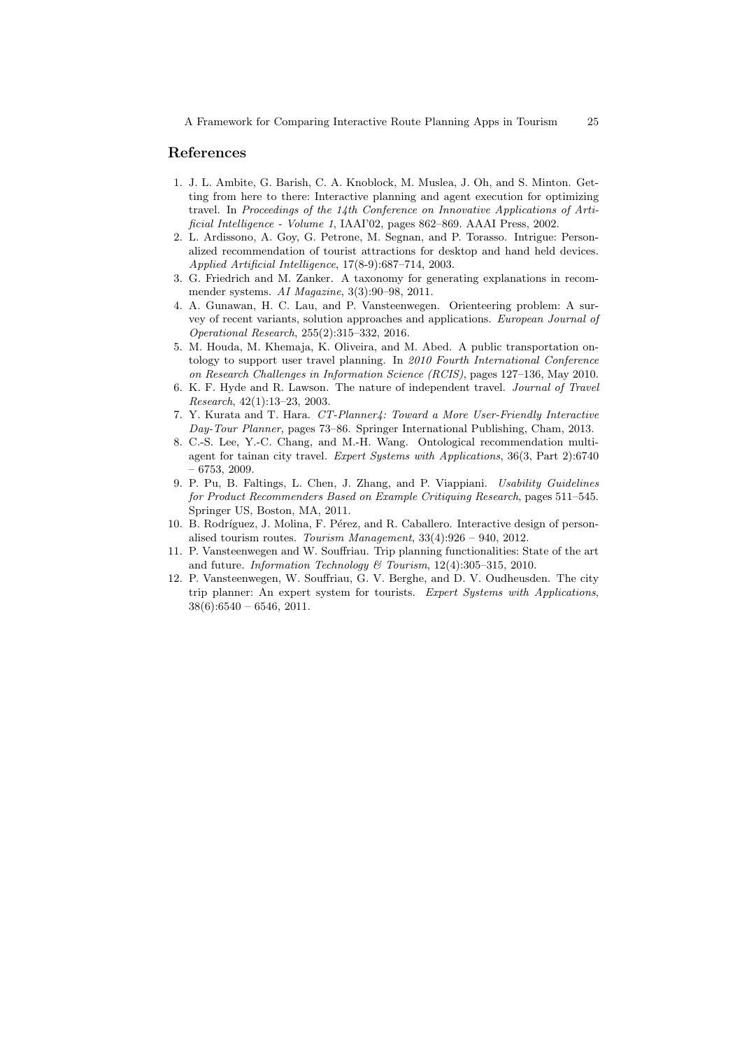## References

1. J. L. Ambite, G. Barish, C. A. Knoblock, M. Muslea, J. Oh, and S. Minton. Getting from here to there: Interactive planning and agent execution for optimizing travel. In *Proceedings of the 14th Conference on Innovative Applications of Artificial Intelligence - Volume 1*, IAAI'02, pages 862–869. AAAI Press, 2002.
2. L. Ardissono, A. Goy, G. Petrone, M. Segnan, and P. Torasso. Intrigue: Personalized recommendation of tourist attractions for desktop and hand held devices. *Applied Artificial Intelligence*, 17(8-9):687–714, 2003.
3. G. Friedrich and M. Zanker. A taxonomy for generating explanations in recommender systems. *AI Magazine*, 3(3):90–98, 2011.
4. A. Gunawan, H. C. Lau, and P. Vansteenwegen. Orienteering problem: A survey of recent variants, solution approaches and applications. *European Journal of Operational Research*, 255(2):315–332, 2016.
5. M. Houda, M. Khemaja, K. Oliveira, and M. Abed. A public transportation ontology to support user travel planning. In *2010 Fourth International Conference on Research Challenges in Information Science (RCIS)*, pages 127–136, May 2010.
6. K. F. Hyde and R. Lawson. The nature of independent travel. *Journal of Travel Research*, 42(1):13–23, 2003.
7. Y. Kurata and T. Hara. *CT-Planner4: Toward a More User-Friendly Interactive Day-Tour Planner*, pages 73–86. Springer International Publishing, Cham, 2013.
8. C.-S. Lee, Y.-C. Chang, and M.-H. Wang. Ontological recommendation multi-agent for tainan city travel. *Expert Systems with Applications*, 36(3, Part 2):6740 – 6753, 2009.
9. P. Pu, B. Faltings, L. Chen, J. Zhang, and P. Viappiani. *Usability Guidelines for Product Recommenders Based on Example Critiquing Research*, pages 511–545. Springer US, Boston, MA, 2011.
10. B. Rodríguez, J. Molina, F. Pérez, and R. Caballero. Interactive design of personalised tourism routes. *Tourism Management*, 33(4):926 – 940, 2012.
11. P. Vansteenwegen and W. Souffriau. Trip planning functionalities: State of the art and future. *Information Technology & Tourism*, 12(4):305–315, 2010.
12. P. Vansteenwegen, W. Souffriau, G. V. Berghe, and D. V. Oudheusden. The city trip planner: An expert system for tourists. *Expert Systems with Applications*, 38(6):6540 – 6546, 2011.